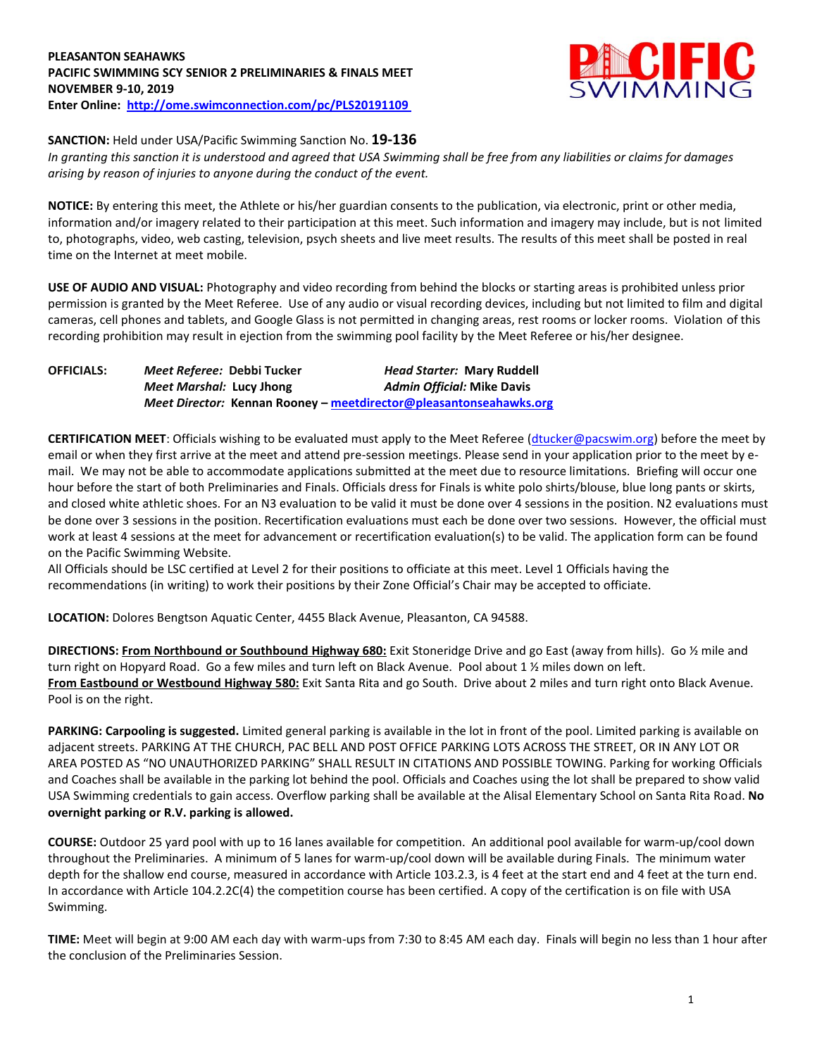**PLEASANTON SEAHAWKS**
**PACIFIC SWIMMING SCY SENIOR 2 PRELIMINARIES & FINALS MEET**
**NOVEMBER 9-10, 2019**
**Enter Online: [http://ome.swimconnection.com/pc/PLS20191109](http://ome.swimconnection.com/pc/PLS20191109)**

**SANCTION:** Held under USA/Pacific Swimming Sanction No. **19-136**
*In granting this sanction it is understood and agreed that USA Swimming shall be free from any liabilities or claims for damages arising by reason of injuries to anyone during the conduct of the event.*

**NOTICE:** By entering this meet, the Athlete or his/her guardian consents to the publication, via electronic, print or other media, information and/or imagery related to their participation at this meet. Such information and imagery may include, but is not limited to, photographs, video, web casting, television, psych sheets and live meet results. The results of this meet shall be posted in real time on the Internet at meet mobile.

**USE OF AUDIO AND VISUAL:** Photography and video recording from behind the blocks or starting areas is prohibited unless prior permission is granted by the Meet Referee. Use of any audio or visual recording devices, including but not limited to film and digital cameras, cell phones and tablets, and Google Glass is not permitted in changing areas, rest rooms or locker rooms. Violation of this recording prohibition may result in ejection from the swimming pool facility by the Meet Referee or his/her designee.

**OFFICIALS:** *Meet Referee:* **Debbi Tucker** *Head Starter:* **Mary Ruddell**
*Meet Marshal:* **Lucy Jhong** *Admin Official:* **Mike Davis**
*Meet Director:* **Kennan Rooney – [meetdirector@pleasantonseahawks.org](mailto:meetdirector@pleasantonseahawks.org)**

**CERTIFICATION MEET**: Officials wishing to be evaluated must apply to the Meet Referee ([dtucker@pacswim.org](mailto:dtucker@pacswim.org)) before the meet by email or when they first arrive at the meet and attend pre-session meetings. Please send in your application prior to the meet by e-mail. We may not be able to accommodate applications submitted at the meet due to resource limitations. Briefing will occur one hour before the start of both Preliminaries and Finals. Officials dress for Finals is white polo shirts/blouse, blue long pants or skirts, and closed white athletic shoes. For an N3 evaluation to be valid it must be done over 4 sessions in the position. N2 evaluations must be done over 3 sessions in the position. Recertification evaluations must each be done over two sessions. However, the official must work at least 4 sessions at the meet for advancement or recertification evaluation(s) to be valid. The application form can be found on the Pacific Swimming Website.
All Officials should be LSC certified at Level 2 for their positions to officiate at this meet. Level 1 Officials having the recommendations (in writing) to work their positions by their Zone Official's Chair may be accepted to officiate.

**LOCATION:** Dolores Bengtson Aquatic Center, 4455 Black Avenue, Pleasanton, CA 94588.

**DIRECTIONS:** **From Northbound or Southbound Highway 680:** Exit Stoneridge Drive and go East (away from hills). Go ½ mile and turn right on Hopyard Road. Go a few miles and turn left on Black Avenue. Pool about 1 ½ miles down on left.
**From Eastbound or Westbound Highway 580:** Exit Santa Rita and go South. Drive about 2 miles and turn right onto Black Avenue. Pool is on the right.

**PARKING: Carpooling is suggested.** Limited general parking is available in the lot in front of the pool. Limited parking is available on adjacent streets. PARKING AT THE CHURCH, PAC BELL AND POST OFFICE PARKING LOTS ACROSS THE STREET, OR IN ANY LOT OR AREA POSTED AS "NO UNAUTHORIZED PARKING" SHALL RESULT IN CITATIONS AND POSSIBLE TOWING. Parking for working Officials and Coaches shall be available in the parking lot behind the pool. Officials and Coaches using the lot shall be prepared to show valid USA Swimming credentials to gain access. Overflow parking shall be available at the Alisal Elementary School on Santa Rita Road. **No overnight parking or R.V. parking is allowed.**

**COURSE:** Outdoor 25 yard pool with up to 16 lanes available for competition. An additional pool available for warm-up/cool down throughout the Preliminaries. A minimum of 5 lanes for warm-up/cool down will be available during Finals. The minimum water depth for the shallow end course, measured in accordance with Article 103.2.3, is 4 feet at the start end and 4 feet at the turn end. In accordance with Article 104.2.2C(4) the competition course has been certified. A copy of the certification is on file with USA Swimming.

**TIME:** Meet will begin at 9:00 AM each day with warm-ups from 7:30 to 8:45 AM each day. Finals will begin no less than 1 hour after the conclusion of the Preliminaries Session.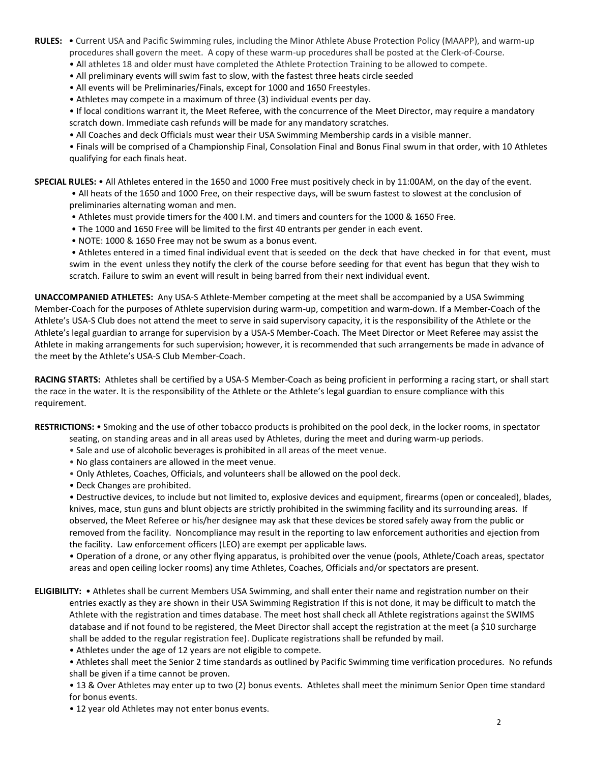**RULES:** • Current USA and Pacific Swimming rules, including the Minor Athlete Abuse Protection Policy (MAAPP), and warm-up procedures shall govern the meet. A copy of these warm-up procedures shall be posted at the Clerk-of-Course.

- All athletes 18 and older must have completed the Athlete Protection Training to be allowed to compete.
- All preliminary events will swim fast to slow, with the fastest three heats circle seeded
- All events will be Preliminaries/Finals, except for 1000 and 1650 Freestyles.
- Athletes may compete in a maximum of three (3) individual events per day.
- If local conditions warrant it, the Meet Referee, with the concurrence of the Meet Director, may require a mandatory scratch down. Immediate cash refunds will be made for any mandatory scratches.
- All Coaches and deck Officials must wear their USA Swimming Membership cards in a visible manner.
- Finals will be comprised of a Championship Final, Consolation Final and Bonus Final swum in that order, with 10 Athletes qualifying for each finals heat.

**SPECIAL RULES:** • All Athletes entered in the 1650 and 1000 Free must positively check in by 11:00AM, on the day of the event.

- All heats of the 1650 and 1000 Free, on their respective days, will be swum fastest to slowest at the conclusion of preliminaries alternating woman and men.
- Athletes must provide timers for the 400 I.M. and timers and counters for the 1000 & 1650 Free.
- The 1000 and 1650 Free will be limited to the first 40 entrants per gender in each event.
- NOTE: 1000 & 1650 Free may not be swum as a bonus event.
- Athletes entered in a timed final individual event that is seeded on the deck that have checked in for that event, must swim in the event unless they notify the clerk of the course before seeding for that event has begun that they wish to scratch. Failure to swim an event will result in being barred from their next individual event.

**UNACCOMPANIED ATHLETES:** Any USA-S Athlete-Member competing at the meet shall be accompanied by a USA Swimming Member-Coach for the purposes of Athlete supervision during warm-up, competition and warm-down. If a Member-Coach of the Athlete's USA-S Club does not attend the meet to serve in said supervisory capacity, it is the responsibility of the Athlete or the Athlete's legal guardian to arrange for supervision by a USA-S Member-Coach. The Meet Director or Meet Referee may assist the Athlete in making arrangements for such supervision; however, it is recommended that such arrangements be made in advance of the meet by the Athlete's USA-S Club Member-Coach.

**RACING STARTS:** Athletes shall be certified by a USA-S Member-Coach as being proficient in performing a racing start, or shall start the race in the water. It is the responsibility of the Athlete or the Athlete's legal guardian to ensure compliance with this requirement.

**RESTRICTIONS:** • Smoking and the use of other tobacco products is prohibited on the pool deck, in the locker rooms, in spectator seating, on standing areas and in all areas used by Athletes, during the meet and during warm-up periods.

- Sale and use of alcoholic beverages is prohibited in all areas of the meet venue.
- No glass containers are allowed in the meet venue.
- Only Athletes, Coaches, Officials, and volunteers shall be allowed on the pool deck.
- Deck Changes are prohibited.
- Destructive devices, to include but not limited to, explosive devices and equipment, firearms (open or concealed), blades, knives, mace, stun guns and blunt objects are strictly prohibited in the swimming facility and its surrounding areas. If observed, the Meet Referee or his/her designee may ask that these devices be stored safely away from the public or removed from the facility. Noncompliance may result in the reporting to law enforcement authorities and ejection from the facility. Law enforcement officers (LEO) are exempt per applicable laws.
- Operation of a drone, or any other flying apparatus, is prohibited over the venue (pools, Athlete/Coach areas, spectator areas and open ceiling locker rooms) any time Athletes, Coaches, Officials and/or spectators are present.

**ELIGIBILITY:** • Athletes shall be current Members USA Swimming, and shall enter their name and registration number on their entries exactly as they are shown in their USA Swimming Registration If this is not done, it may be difficult to match the Athlete with the registration and times database. The meet host shall check all Athlete registrations against the SWIMS database and if not found to be registered, the Meet Director shall accept the registration at the meet (a $10 surcharge shall be added to the regular registration fee). Duplicate registrations shall be refunded by mail.

- Athletes under the age of 12 years are not eligible to compete.
- Athletes shall meet the Senior 2 time standards as outlined by Pacific Swimming time verification procedures. No refunds shall be given if a time cannot be proven.
- 13 & Over Athletes may enter up to two (2) bonus events. Athletes shall meet the minimum Senior Open time standard for bonus events.
- 12 year old Athletes may not enter bonus events.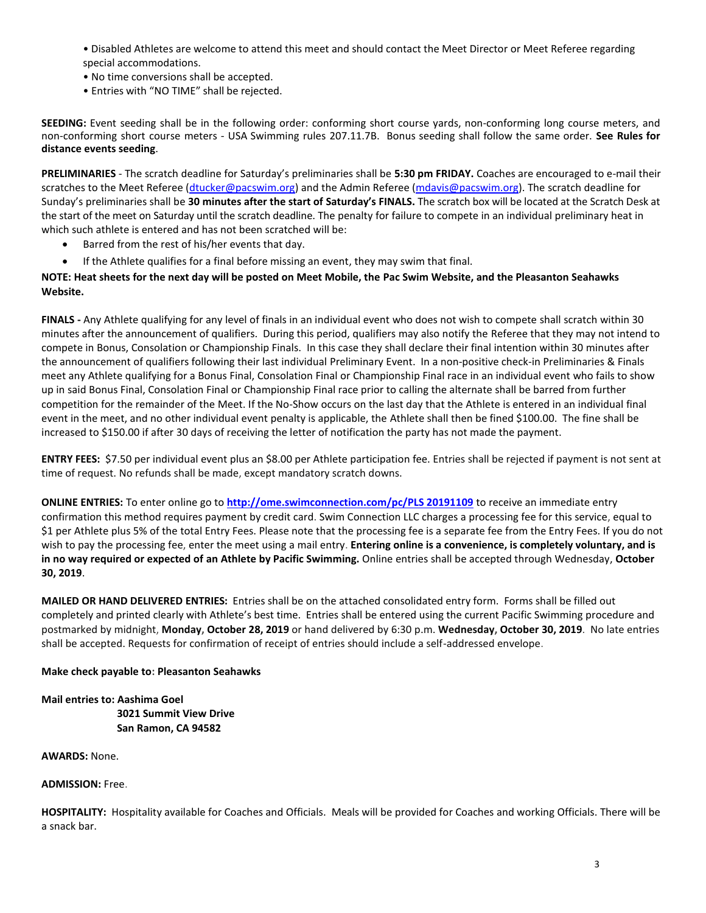- Disabled Athletes are welcome to attend this meet and should contact the Meet Director or Meet Referee regarding special accommodations.
- No time conversions shall be accepted.
- Entries with "NO TIME" shall be rejected.

**SEEDING:** Event seeding shall be in the following order: conforming short course yards, non-conforming long course meters, and non-conforming short course meters - USA Swimming rules 207.11.7B. Bonus seeding shall follow the same order. **See Rules for distance events seeding**.

**PRELIMINARIES** - The scratch deadline for Saturday's preliminaries shall be **5:30 pm FRIDAY.** Coaches are encouraged to e-mail their scratches to the Meet Referee (dtucker@pacswim.org) and the Admin Referee (mdavis@pacswim.org). The scratch deadline for Sunday's preliminaries shall be **30 minutes after the start of Saturday's FINALS.** The scratch box will be located at the Scratch Desk at the start of the meet on Saturday until the scratch deadline. The penalty for failure to compete in an individual preliminary heat in which such athlete is entered and has not been scratched will be:

- Barred from the rest of his/her events that day.
- If the Athlete qualifies for a final before missing an event, they may swim that final.

**NOTE: Heat sheets for the next day will be posted on Meet Mobile, the Pac Swim Website, and the Pleasanton Seahawks Website.**

**FINALS -** Any Athlete qualifying for any level of finals in an individual event who does not wish to compete shall scratch within 30 minutes after the announcement of qualifiers. During this period, qualifiers may also notify the Referee that they may not intend to compete in Bonus, Consolation or Championship Finals. In this case they shall declare their final intention within 30 minutes after the announcement of qualifiers following their last individual Preliminary Event. In a non-positive check-in Preliminaries & Finals meet any Athlete qualifying for a Bonus Final, Consolation Final or Championship Final race in an individual event who fails to show up in said Bonus Final, Consolation Final or Championship Final race prior to calling the alternate shall be barred from further competition for the remainder of the Meet. If the No-Show occurs on the last day that the Athlete is entered in an individual final event in the meet, and no other individual event penalty is applicable, the Athlete shall then be fined $100.00. The fine shall be increased to $150.00 if after 30 days of receiving the letter of notification the party has not made the payment.

**ENTRY FEES:** $7.50 per individual event plus an $8.00 per Athlete participation fee. Entries shall be rejected if payment is not sent at time of request. No refunds shall be made, except mandatory scratch downs.

**ONLINE ENTRIES:** To enter online go to **http://ome.swimconnection.com/pc/PLS 20191109** to receive an immediate entry confirmation this method requires payment by credit card. Swim Connection LLC charges a processing fee for this service, equal to $1 per Athlete plus 5% of the total Entry Fees. Please note that the processing fee is a separate fee from the Entry Fees. If you do not wish to pay the processing fee, enter the meet using a mail entry. **Entering online is a convenience, is completely voluntary, and is in no way required or expected of an Athlete by Pacific Swimming.** Online entries shall be accepted through Wednesday, **October 30, 2019**.

**MAILED OR HAND DELIVERED ENTRIES:** Entries shall be on the attached consolidated entry form. Forms shall be filled out completely and printed clearly with Athlete's best time. Entries shall be entered using the current Pacific Swimming procedure and postmarked by midnight, **Monday, October 28, 2019** or hand delivered by 6:30 p.m. **Wednesday, October 30, 2019**. No late entries shall be accepted. Requests for confirmation of receipt of entries should include a self-addressed envelope.

**Make check payable to: Pleasanton Seahawks**

**Mail entries to: Aashima Goel**
**3021 Summit View Drive**
**San Ramon, CA 94582**

**AWARDS:** None.

**ADMISSION:** Free.

**HOSPITALITY:** Hospitality available for Coaches and Officials. Meals will be provided for Coaches and working Officials. There will be a snack bar.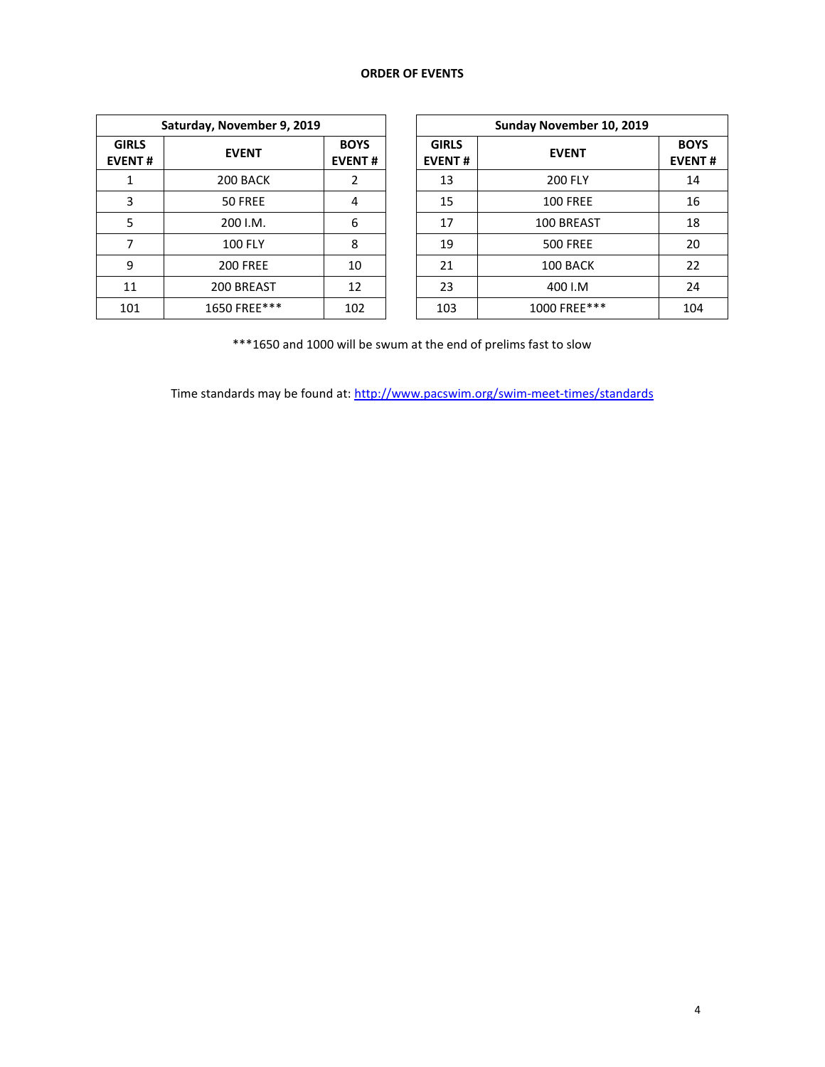**ORDER OF EVENTS**

| Saturday, November 9, 2019 | | |
|---|---|---|
| **GIRLS EVENT #** | **EVENT** | **BOYS EVENT #** |
| 1 | 200 BACK | 2 |
| 3 | 50 FREE | 4 |
| 5 | 200 I.M. | 6 |
| 7 | 100 FLY | 8 |
| 9 | 200 FREE | 10 |
| 11 | 200 BREAST | 12 |
| 101 | 1650 FREE*** | 102 |

| Sunday November 10, 2019 | | |
|---|---|---|
| **GIRLS EVENT #** | **EVENT** | **BOYS EVENT #** |
| 13 | 200 FLY | 14 |
| 15 | 100 FREE | 16 |
| 17 | 100 BREAST | 18 |
| 19 | 500 FREE | 20 |
| 21 | 100 BACK | 22 |
| 23 | 400 I.M | 24 |
| 103 | 1000 FREE*** | 104 |

***1650 and 1000 will be swum at the end of prelims fast to slow

Time standards may be found at: [http://www.pacswim.org/swim-meet-times/standards](http://www.pacswim.org/swim-meet-times/standards)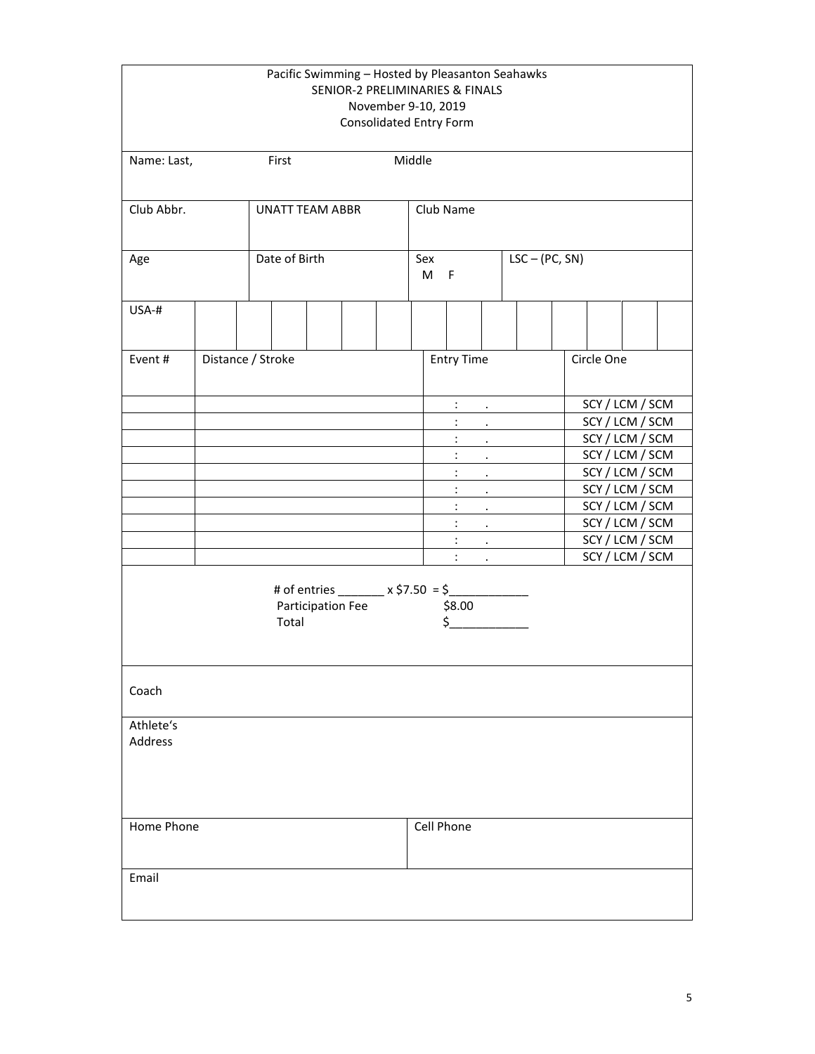Pacific Swimming – Hosted by Pleasanton Seahawks
SENIOR-2 PRELIMINARIES & FINALS
November 9-10, 2019
Consolidated Entry Form

| | | | |
|---|---|---|---|
| Name: Last, First Middle | | | |
| Club Abbr. | UNATT TEAM ABBR | Club Name | |
| Age | Date of Birth | Sex M F | LSC – (PC, SN) |
| USA-# | | | |

| Event # | Distance / Stroke | Entry Time | Circle One |
|---|---|---|---|
| | | : . | SCY / LCM / SCM |
| | | : . | SCY / LCM / SCM |
| | | : . | SCY / LCM / SCM |
| | | : . | SCY / LCM / SCM |
| | | : . | SCY / LCM / SCM |
| | | : . | SCY / LCM / SCM |
| | | : . | SCY / LCM / SCM |
| | | : . | SCY / LCM / SCM |
| | | : . | SCY / LCM / SCM |
| | | : . | SCY / LCM / SCM |

# of entries _______ x $7.50 = $____________
Participation Fee $8.00
Total $____________

| | |
|---|---|
| Coach | |
| Athlete's Address | |
| Home Phone | Cell Phone |
| Email | |